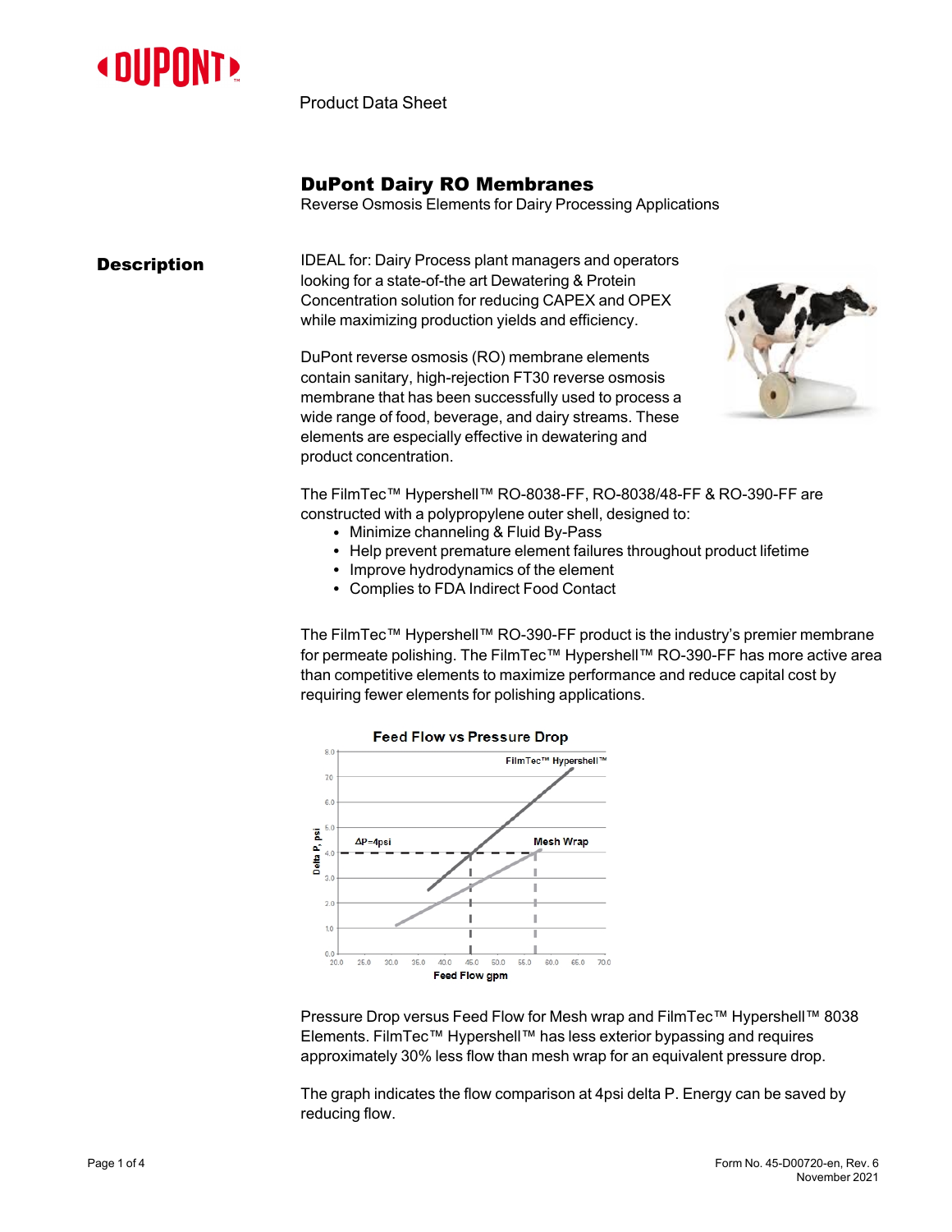Product Data Sheet

# DuPont Dairy RO Membranes

Reverse Osmosis Elements for Dairy Processing Applications

## Description

IDEAL for: Dairy Process plant managers and operators looking for a state-of-the art Dewatering & Protein Concentration solution for reducing CAPEX and OPEX while maximizing production yields and efficiency.

DuPont reverse osmosis (RO) membrane elements contain sanitary, high-rejection FT30 reverse osmosis membrane that has been successfully used to process a wide range of food, beverage, and dairy streams. These elements are especially effective in dewatering and product concentration.

The FilmTec™ Hypershell™ RO-8038-FF, RO-8038/48-FF & RO-390-FF are constructed with a polypropylene outer shell, designed to:

- Minimize channeling & Fluid By-Pass
- Help prevent premature element failures throughout product lifetime
- Improve hydrodynamics of the element
- Complies to FDA Indirect Food Contact

The FilmTec™ Hypershell™ RO-390-FF product is the industry's premier membrane for permeate polishing. The FilmTec™ Hypershell™ RO-390-FF has more active area than competitive elements to maximize performance and reduce capital cost by requiring fewer elements for polishing applications.

Pressure Drop versus Feed Flow for Mesh wrap and FilmTec™ Hypershell™ 8038 Elements. FilmTec™ Hypershell™ has less exterior bypassing and requires approximately 30% less flow than mesh wrap for an equivalent pressure drop.

The graph indicates the flow comparison at 4psi delta P. Energy can be saved by reducing flow.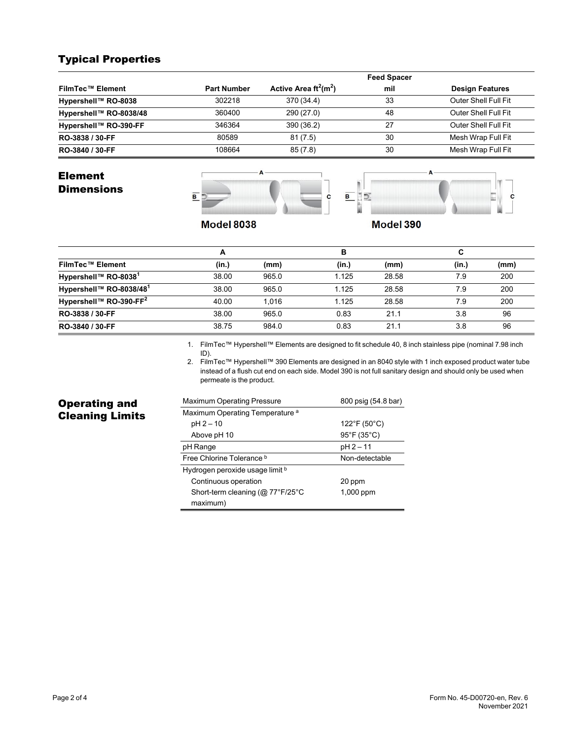## Typical Properties

| FilmTec™ Element | Part Number | Active Area $ft^2$($m^2$) | Feed Spacer mil | Design Features |
|---|---|---|---|---|
| Hypershell™ RO-8038 | 302218 | 370 (34.4) | 33 | Outer Shell Full Fit |
| Hypershell™ RO-8038/48 | 360400 | 290 (27.0) | 48 | Outer Shell Full Fit |
| Hypershell™ RO-390-FF | 346364 | 390 (36.2) | 27 | Outer Shell Full Fit |
| RO-3838 / 30-FF | 80589 | 81 (7.5) | 30 | Mesh Wrap Full Fit |
| RO-3840 / 30-FF | 108664 | 85 (7.8) | 30 | Mesh Wrap Full Fit |

## Element Dimensions

Model 8038

Model 390

| | A | | B | | C | |
|---|---|---|---|---|---|---|
| FilmTec™ Element | (in.) | (mm) | (in.) | (mm) | (in.) | (mm) |
| Hypershell™ RO-8038[1] | 38.00 | 965.0 | 1.125 | 28.58 | 7.9 | 200 |
| Hypershell™ RO-8038/48[1] | 38.00 | 965.0 | 1.125 | 28.58 | 7.9 | 200 |
| Hypershell™ RO-390-FF[2] | 40.00 | 1,016 | 1.125 | 28.58 | 7.9 | 200 |
| RO-3838 / 30-FF | 38.00 | 965.0 | 0.83 | 21.1 | 3.8 | 96 |
| RO-3840 / 30-FF | 38.75 | 984.0 | 0.83 | 21.1 | 3.8 | 96 |

1. FilmTec™ Hypershell™ Elements are designed to fit schedule 40, 8 inch stainless pipe (nominal 7.98 inch ID).
2. FilmTec™ Hypershell™ 390 Elements are designed in an 8040 style with 1 inch exposed product water tube instead of a flush cut end on each side. Model 390 is not full sanitary design and should only be used when permeate is the product.

## Operating and Cleaning Limits

| | |
|---|---|
| Maximum Operating Pressure | 800 psig (54.8 bar) |
| Maximum Operating Temperature [a] | |
| pH 2 – 10 | 122°F (50°C) |
| Above pH 10 | 95°F (35°C) |
| pH Range | pH 2 – 11 |
| Free Chlorine Tolerance [b] | Non-detectable |
| Hydrogen peroxide usage limit [b] | |
| Continuous operation | 20 ppm |
| Short-term cleaning (@ 77°F/25°C maximum) | 1,000 ppm |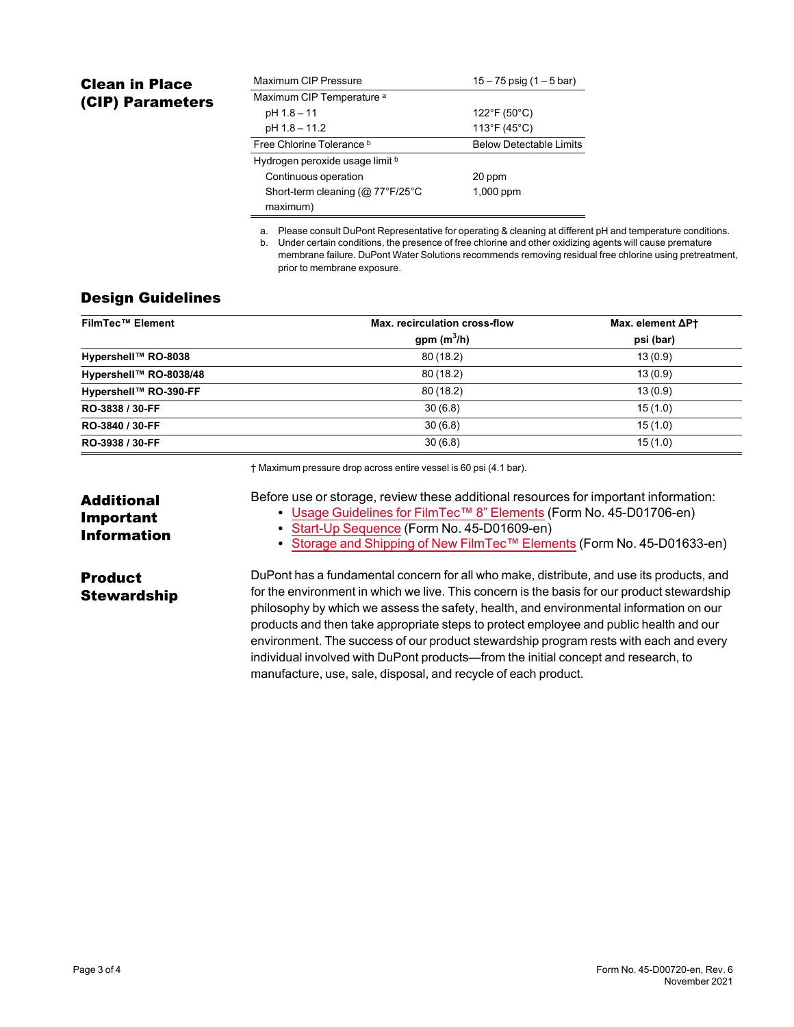## Clean in Place (CIP) Parameters

| | |
|---|---|
| Maximum CIP Pressure | 15 – 75 psig (1 – 5 bar) |
| Maximum CIP Temperature [a] | |
| pH 1.8 – 11 | 122°F (50°C) |
| pH 1.8 – 11.2 | 113°F (45°C) |
| Free Chlorine Tolerance [b] | Below Detectable Limits |
| Hydrogen peroxide usage limit [b] | |
| Continuous operation | 20 ppm |
| Short-term cleaning (@ 77°F/25°C maximum) | 1,000 ppm |

a. Please consult DuPont Representative for operating & cleaning at different pH and temperature conditions.
b. Under certain conditions, the presence of free chlorine and other oxidizing agents will cause premature membrane failure. DuPont Water Solutions recommends removing residual free chlorine using pretreatment, prior to membrane exposure.

## Design Guidelines

| FilmTec™ Element | Max. recirculation cross-flow gpm ($m^3$/h) | Max. element ΔP† psi (bar) |
|---|---|---|
| **Hypershell™ RO-8038** | 80 (18.2) | 13 (0.9) |
| **Hypershell™ RO-8038/48** | 80 (18.2) | 13 (0.9) |
| **Hypershell™ RO-390-FF** | 80 (18.2) | 13 (0.9) |
| **RO-3838 / 30-FF** | 30 (6.8) | 15 (1.0) |
| **RO-3840 / 30-FF** | 30 (6.8) | 15 (1.0) |
| **RO-3938 / 30-FF** | 30 (6.8) | 15 (1.0) |

† Maximum pressure drop across entire vessel is 60 psi (4.1 bar).

## Additional Important Information

Before use or storage, review these additional resources for important information:

- Usage Guidelines for FilmTec™ 8" Elements (Form No. 45-D01706-en)
- Start-Up Sequence (Form No. 45-D01609-en)
- Storage and Shipping of New FilmTec™ Elements (Form No. 45-D01633-en)

## Product Stewardship

DuPont has a fundamental concern for all who make, distribute, and use its products, and for the environment in which we live. This concern is the basis for our product stewardship philosophy by which we assess the safety, health, and environmental information on our products and then take appropriate steps to protect employee and public health and our environment. The success of our product stewardship program rests with each and every individual involved with DuPont products—from the initial concept and research, to manufacture, use, sale, disposal, and recycle of each product.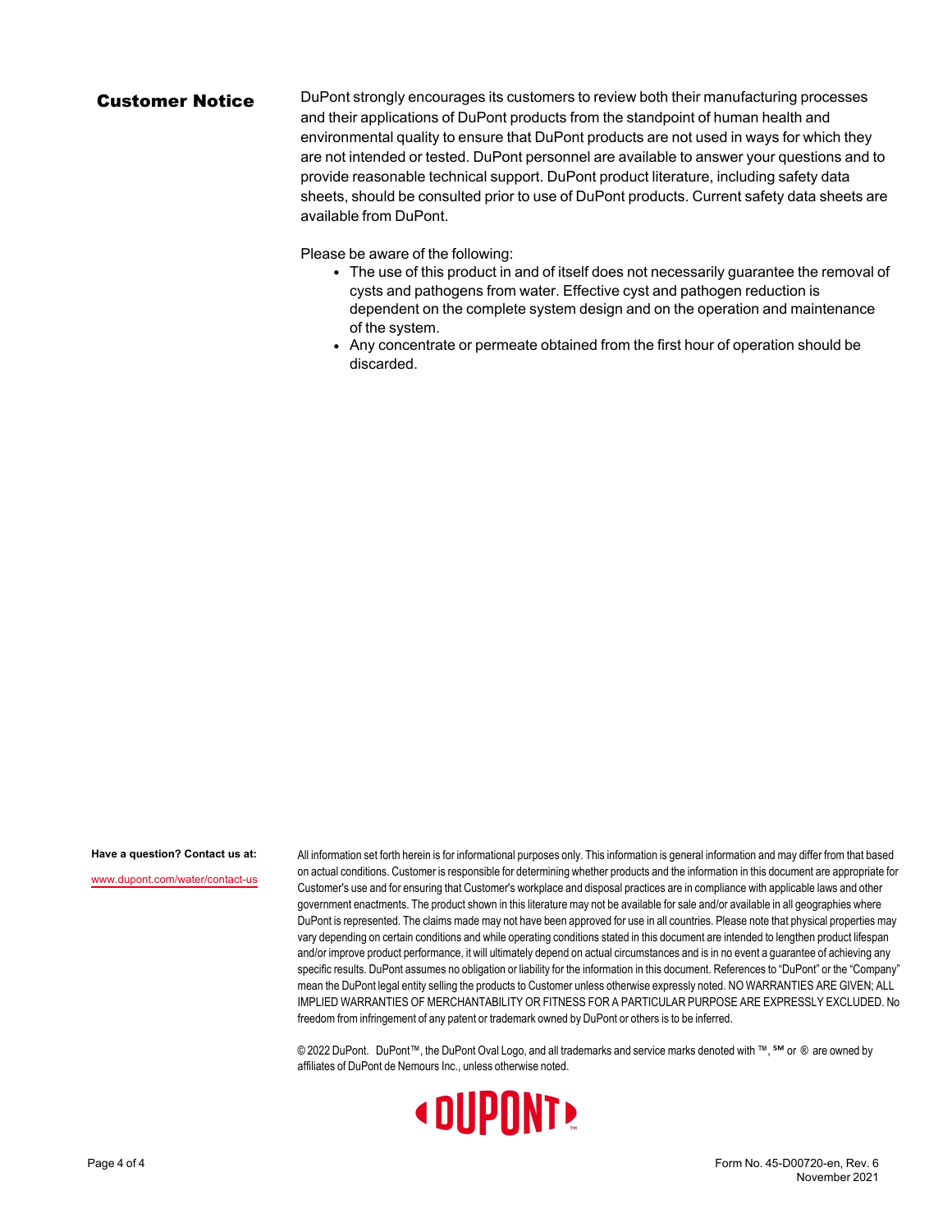## Customer Notice

DuPont strongly encourages its customers to review both their manufacturing processes and their applications of DuPont products from the standpoint of human health and environmental quality to ensure that DuPont products are not used in ways for which they are not intended or tested. DuPont personnel are available to answer your questions and to provide reasonable technical support. DuPont product literature, including safety data sheets, should be consulted prior to use of DuPont products. Current safety data sheets are available from DuPont.

Please be aware of the following:

- The use of this product in and of itself does not necessarily guarantee the removal of cysts and pathogens from water. Effective cyst and pathogen reduction is dependent on the complete system design and on the operation and maintenance of the system.
- Any concentrate or permeate obtained from the first hour of operation should be discarded.

**Have a question? Contact us at:**

www.dupont.com/water/contact-us

All information set forth herein is for informational purposes only. This information is general information and may differ from that based on actual conditions. Customer is responsible for determining whether products and the information in this document are appropriate for Customer's use and for ensuring that Customer's workplace and disposal practices are in compliance with applicable laws and other government enactments. The product shown in this literature may not be available for sale and/or available in all geographies where DuPont is represented. The claims made may not have been approved for use in all countries. Please note that physical properties may vary depending on certain conditions and while operating conditions stated in this document are intended to lengthen product lifespan and/or improve product performance, it will ultimately depend on actual circumstances and is in no event a guarantee of achieving any specific results. DuPont assumes no obligation or liability for the information in this document. References to "DuPont" or the "Company" mean the DuPont legal entity selling the products to Customer unless otherwise expressly noted. NO WARRANTIES ARE GIVEN; ALL IMPLIED WARRANTIES OF MERCHANTABILITY OR FITNESS FOR A PARTICULAR PURPOSE ARE EXPRESSLY EXCLUDED. No freedom from infringement of any patent or trademark owned by DuPont or others is to be inferred.

© 2022 DuPont. DuPont™, the DuPont Oval Logo, and all trademarks and service marks denoted with ™, ℠ or ® are owned by affiliates of DuPont de Nemours Inc., unless otherwise noted.

Form No. 45-D00720-en, Rev. 6
November 2021